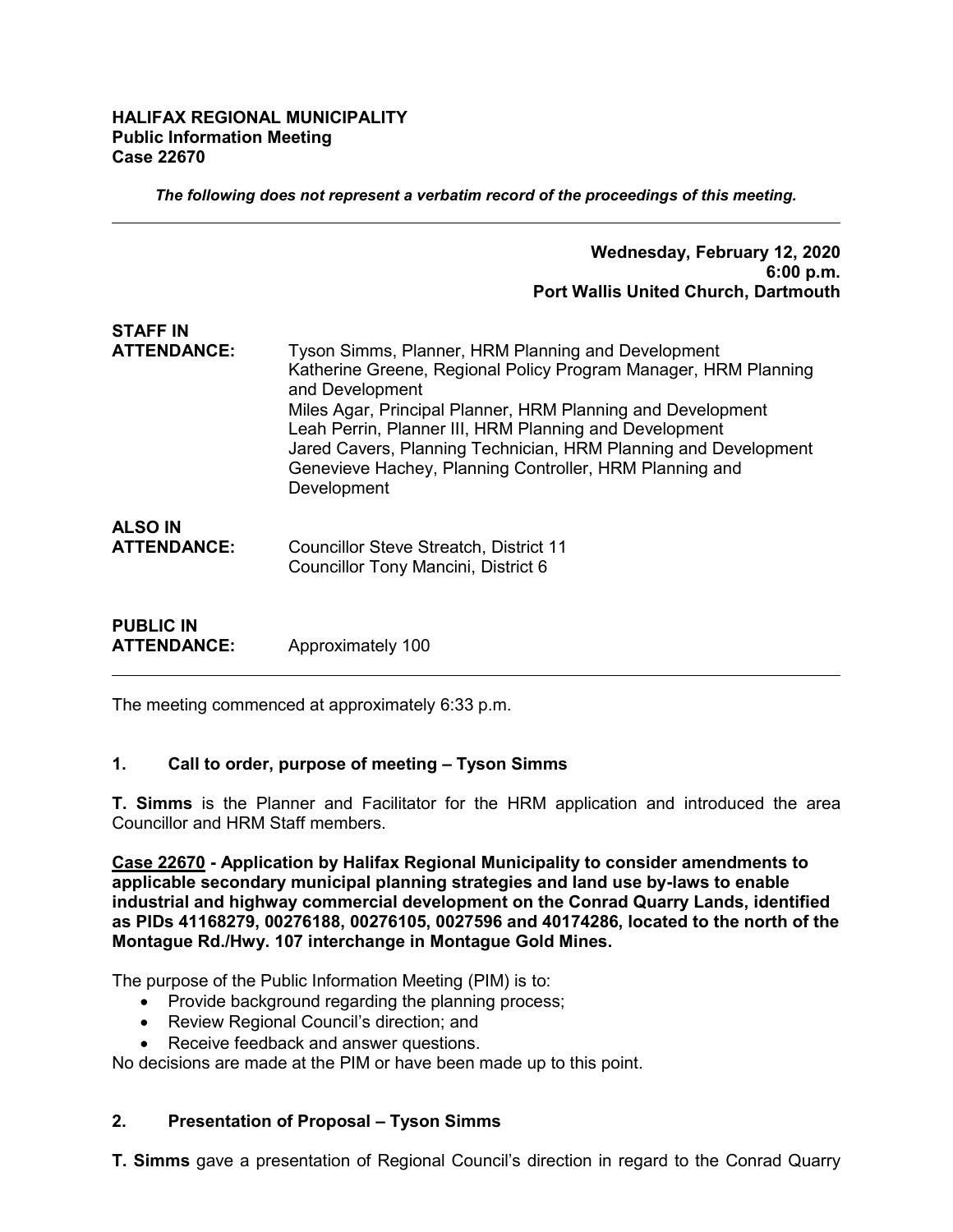**HALIFAX REGIONAL MUNICIPALITY**
**Public Information Meeting**
**Case 22670**

***The following does not represent a verbatim record of the proceedings of this meeting.***

---

**Wednesday, February 12, 2020**
**6:00 p.m.**
**Port Wallis United Church, Dartmouth**

**STAFF IN ATTENDANCE:**
Tyson Simms, Planner, HRM Planning and Development
Katherine Greene, Regional Policy Program Manager, HRM Planning and Development
Miles Agar, Principal Planner, HRM Planning and Development
Leah Perrin, Planner III, HRM Planning and Development
Jared Cavers, Planning Technician, HRM Planning and Development
Genevieve Hachey, Planning Controller, HRM Planning and Development

**ALSO IN ATTENDANCE:**
Councillor Steve Streatch, District 11
Councillor Tony Mancini, District 6

**PUBLIC IN ATTENDANCE:**
Approximately 100

---

The meeting commenced at approximately 6:33 p.m.

## 1. Call to order, purpose of meeting – Tyson Simms

**T. Simms** is the Planner and Facilitator for the HRM application and introduced the area Councillor and HRM Staff members.

**Case 22670 - Application by Halifax Regional Municipality to consider amendments to applicable secondary municipal planning strategies and land use by-laws to enable industrial and highway commercial development on the Conrad Quarry Lands, identified as PIDs 41168279, 00276188, 00276105, 0027596 and 40174286, located to the north of the Montague Rd./Hwy. 107 interchange in Montague Gold Mines.**

The purpose of the Public Information Meeting (PIM) is to:

- Provide background regarding the planning process;
- Review Regional Council's direction; and
- Receive feedback and answer questions.

No decisions are made at the PIM or have been made up to this point.

## 2. Presentation of Proposal – Tyson Simms

**T. Simms** gave a presentation of Regional Council's direction in regard to the Conrad Quarry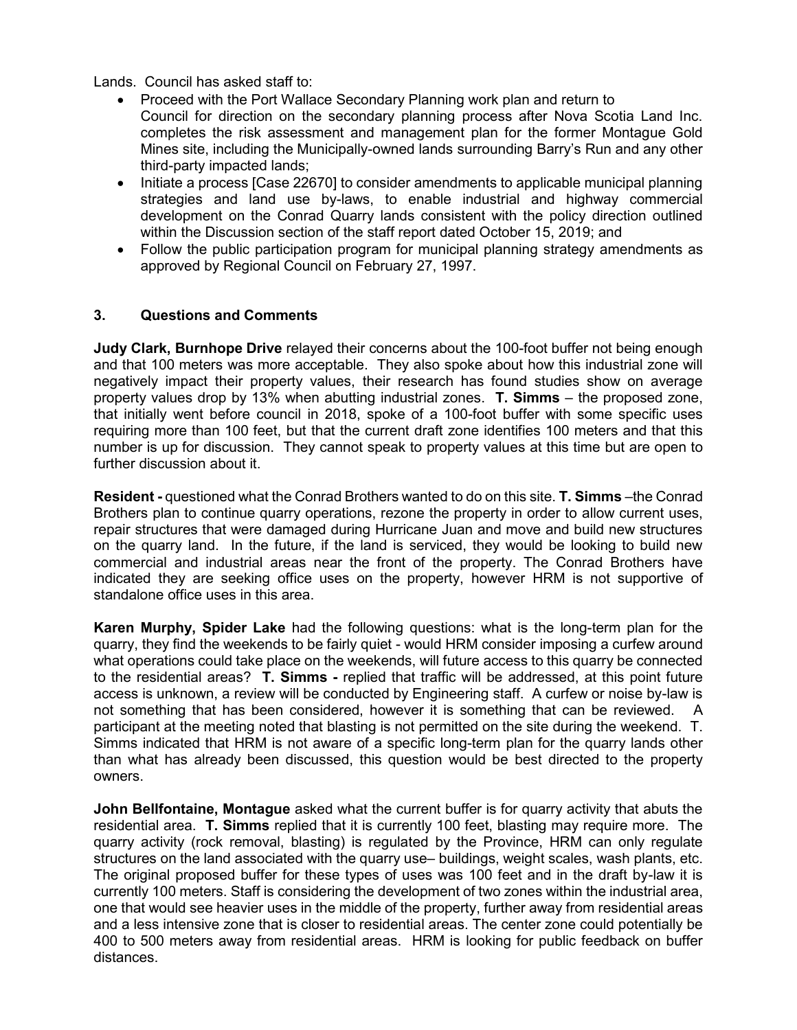Lands. Council has asked staff to:

- Proceed with the Port Wallace Secondary Planning work plan and return to Council for direction on the secondary planning process after Nova Scotia Land Inc. completes the risk assessment and management plan for the former Montague Gold Mines site, including the Municipally-owned lands surrounding Barry's Run and any other third-party impacted lands;
- Initiate a process [Case 22670] to consider amendments to applicable municipal planning strategies and land use by-laws, to enable industrial and highway commercial development on the Conrad Quarry lands consistent with the policy direction outlined within the Discussion section of the staff report dated October 15, 2019; and
- Follow the public participation program for municipal planning strategy amendments as approved by Regional Council on February 27, 1997.

### 3. Questions and Comments

**Judy Clark, Burnhope Drive** relayed their concerns about the 100-foot buffer not being enough and that 100 meters was more acceptable. They also spoke about how this industrial zone will negatively impact their property values, their research has found studies show on average property values drop by 13% when abutting industrial zones. **T. Simms** – the proposed zone, that initially went before council in 2018, spoke of a 100-foot buffer with some specific uses requiring more than 100 feet, but that the current draft zone identifies 100 meters and that this number is up for discussion. They cannot speak to property values at this time but are open to further discussion about it.

**Resident -** questioned what the Conrad Brothers wanted to do on this site. **T. Simms** –the Conrad Brothers plan to continue quarry operations, rezone the property in order to allow current uses, repair structures that were damaged during Hurricane Juan and move and build new structures on the quarry land. In the future, if the land is serviced, they would be looking to build new commercial and industrial areas near the front of the property. The Conrad Brothers have indicated they are seeking office uses on the property, however HRM is not supportive of standalone office uses in this area.

**Karen Murphy, Spider Lake** had the following questions: what is the long-term plan for the quarry, they find the weekends to be fairly quiet - would HRM consider imposing a curfew around what operations could take place on the weekends, will future access to this quarry be connected to the residential areas? **T. Simms -** replied that traffic will be addressed, at this point future access is unknown, a review will be conducted by Engineering staff. A curfew or noise by-law is not something that has been considered, however it is something that can be reviewed. A participant at the meeting noted that blasting is not permitted on the site during the weekend. T. Simms indicated that HRM is not aware of a specific long-term plan for the quarry lands other than what has already been discussed, this question would be best directed to the property owners.

**John Bellfontaine, Montague** asked what the current buffer is for quarry activity that abuts the residential area. **T. Simms** replied that it is currently 100 feet, blasting may require more. The quarry activity (rock removal, blasting) is regulated by the Province, HRM can only regulate structures on the land associated with the quarry use– buildings, weight scales, wash plants, etc. The original proposed buffer for these types of uses was 100 feet and in the draft by-law it is currently 100 meters. Staff is considering the development of two zones within the industrial area, one that would see heavier uses in the middle of the property, further away from residential areas and a less intensive zone that is closer to residential areas. The center zone could potentially be 400 to 500 meters away from residential areas. HRM is looking for public feedback on buffer distances.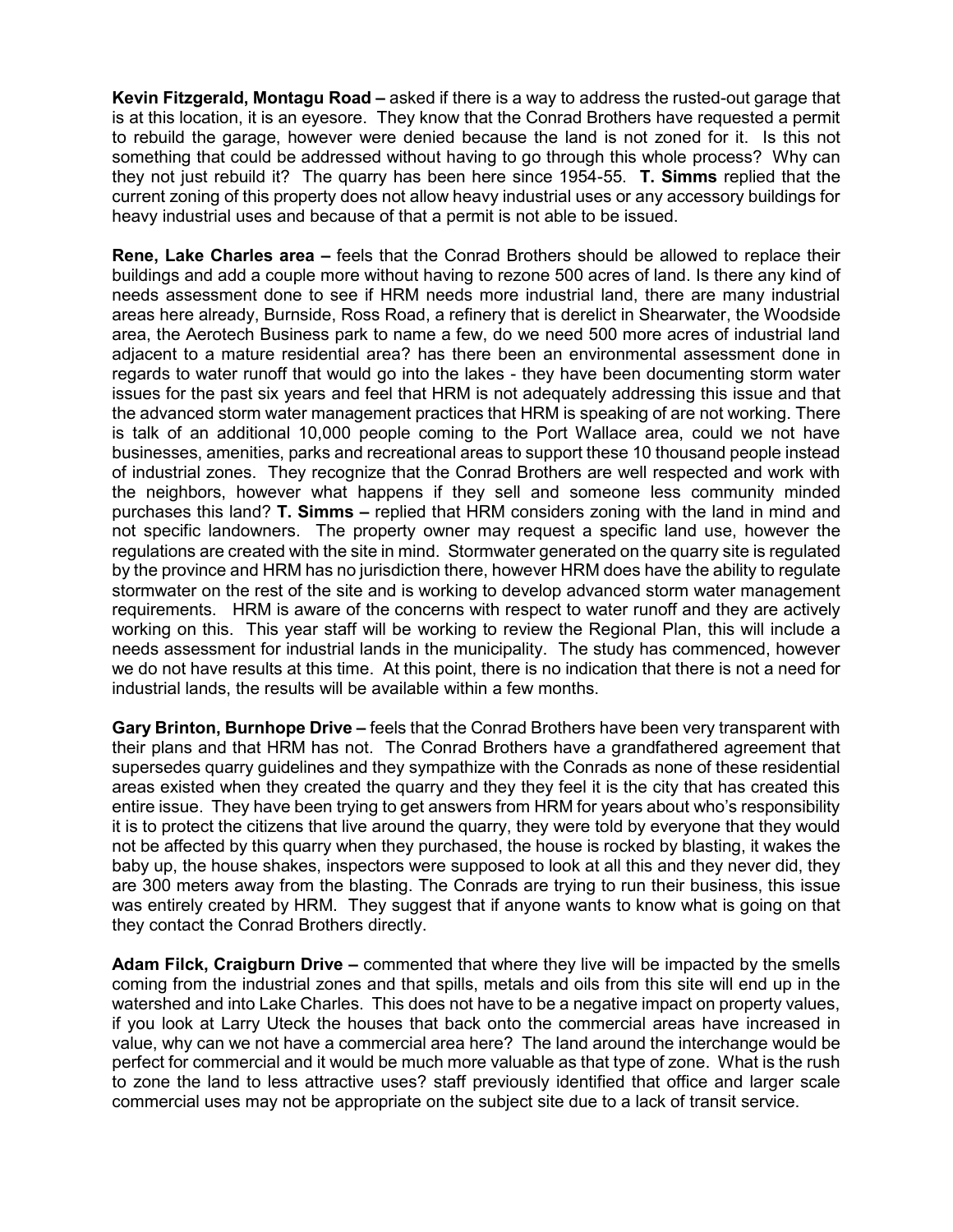**Kevin Fitzgerald, Montagu Road –** asked if there is a way to address the rusted-out garage that is at this location, it is an eyesore. They know that the Conrad Brothers have requested a permit to rebuild the garage, however were denied because the land is not zoned for it. Is this not something that could be addressed without having to go through this whole process? Why can they not just rebuild it? The quarry has been here since 1954-55. **T. Simms** replied that the current zoning of this property does not allow heavy industrial uses or any accessory buildings for heavy industrial uses and because of that a permit is not able to be issued.

**Rene, Lake Charles area –** feels that the Conrad Brothers should be allowed to replace their buildings and add a couple more without having to rezone 500 acres of land. Is there any kind of needs assessment done to see if HRM needs more industrial land, there are many industrial areas here already, Burnside, Ross Road, a refinery that is derelict in Shearwater, the Woodside area, the Aerotech Business park to name a few, do we need 500 more acres of industrial land adjacent to a mature residential area? has there been an environmental assessment done in regards to water runoff that would go into the lakes - they have been documenting storm water issues for the past six years and feel that HRM is not adequately addressing this issue and that the advanced storm water management practices that HRM is speaking of are not working. There is talk of an additional 10,000 people coming to the Port Wallace area, could we not have businesses, amenities, parks and recreational areas to support these 10 thousand people instead of industrial zones. They recognize that the Conrad Brothers are well respected and work with the neighbors, however what happens if they sell and someone less community minded purchases this land? **T. Simms –** replied that HRM considers zoning with the land in mind and not specific landowners. The property owner may request a specific land use, however the regulations are created with the site in mind. Stormwater generated on the quarry site is regulated by the province and HRM has no jurisdiction there, however HRM does have the ability to regulate stormwater on the rest of the site and is working to develop advanced storm water management requirements. HRM is aware of the concerns with respect to water runoff and they are actively working on this. This year staff will be working to review the Regional Plan, this will include a needs assessment for industrial lands in the municipality. The study has commenced, however we do not have results at this time. At this point, there is no indication that there is not a need for industrial lands, the results will be available within a few months.

**Gary Brinton, Burnhope Drive –** feels that the Conrad Brothers have been very transparent with their plans and that HRM has not. The Conrad Brothers have a grandfathered agreement that supersedes quarry guidelines and they sympathize with the Conrads as none of these residential areas existed when they created the quarry and they they feel it is the city that has created this entire issue. They have been trying to get answers from HRM for years about who's responsibility it is to protect the citizens that live around the quarry, they were told by everyone that they would not be affected by this quarry when they purchased, the house is rocked by blasting, it wakes the baby up, the house shakes, inspectors were supposed to look at all this and they never did, they are 300 meters away from the blasting. The Conrads are trying to run their business, this issue was entirely created by HRM. They suggest that if anyone wants to know what is going on that they contact the Conrad Brothers directly.

**Adam Filck, Craigburn Drive –** commented that where they live will be impacted by the smells coming from the industrial zones and that spills, metals and oils from this site will end up in the watershed and into Lake Charles. This does not have to be a negative impact on property values, if you look at Larry Uteck the houses that back onto the commercial areas have increased in value, why can we not have a commercial area here? The land around the interchange would be perfect for commercial and it would be much more valuable as that type of zone. What is the rush to zone the land to less attractive uses? staff previously identified that office and larger scale commercial uses may not be appropriate on the subject site due to a lack of transit service.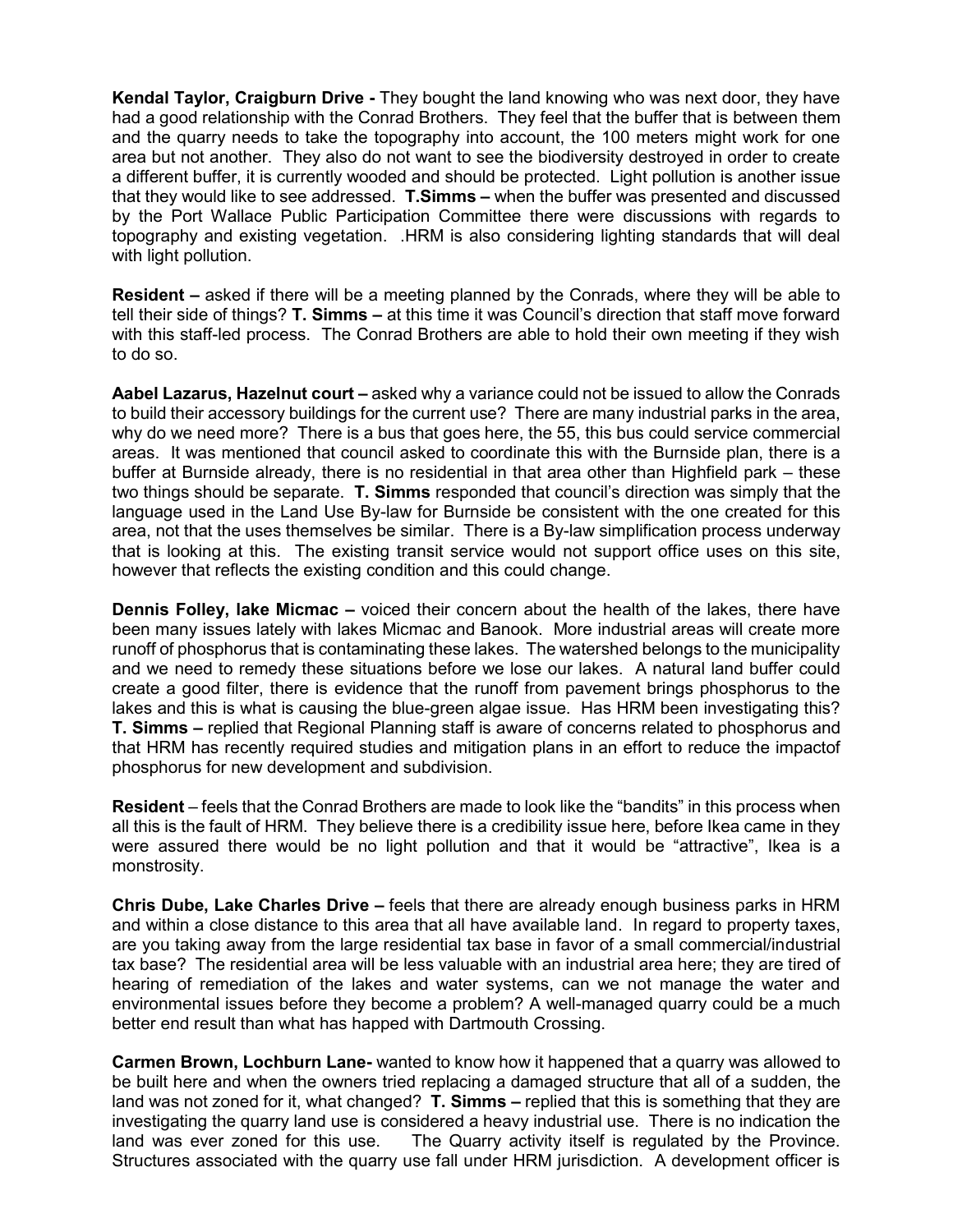**Kendal Taylor, Craigburn Drive -** They bought the land knowing who was next door, they have had a good relationship with the Conrad Brothers. They feel that the buffer that is between them and the quarry needs to take the topography into account, the 100 meters might work for one area but not another. They also do not want to see the biodiversity destroyed in order to create a different buffer, it is currently wooded and should be protected. Light pollution is another issue that they would like to see addressed. **T.Simms –** when the buffer was presented and discussed by the Port Wallace Public Participation Committee there were discussions with regards to topography and existing vegetation. .HRM is also considering lighting standards that will deal with light pollution.

**Resident –** asked if there will be a meeting planned by the Conrads, where they will be able to tell their side of things? **T. Simms –** at this time it was Council's direction that staff move forward with this staff-led process. The Conrad Brothers are able to hold their own meeting if they wish to do so.

**Aabel Lazarus, Hazelnut court –** asked why a variance could not be issued to allow the Conrads to build their accessory buildings for the current use? There are many industrial parks in the area, why do we need more? There is a bus that goes here, the 55, this bus could service commercial areas. It was mentioned that council asked to coordinate this with the Burnside plan, there is a buffer at Burnside already, there is no residential in that area other than Highfield park – these two things should be separate. **T. Simms** responded that council's direction was simply that the language used in the Land Use By-law for Burnside be consistent with the one created for this area, not that the uses themselves be similar. There is a By-law simplification process underway that is looking at this. The existing transit service would not support office uses on this site, however that reflects the existing condition and this could change.

**Dennis Folley, lake Micmac –** voiced their concern about the health of the lakes, there have been many issues lately with lakes Micmac and Banook. More industrial areas will create more runoff of phosphorus that is contaminating these lakes. The watershed belongs to the municipality and we need to remedy these situations before we lose our lakes. A natural land buffer could create a good filter, there is evidence that the runoff from pavement brings phosphorus to the lakes and this is what is causing the blue-green algae issue. Has HRM been investigating this? **T. Simms –** replied that Regional Planning staff is aware of concerns related to phosphorus and that HRM has recently required studies and mitigation plans in an effort to reduce the impactof phosphorus for new development and subdivision.

**Resident** – feels that the Conrad Brothers are made to look like the "bandits" in this process when all this is the fault of HRM. They believe there is a credibility issue here, before Ikea came in they were assured there would be no light pollution and that it would be "attractive", Ikea is a monstrosity.

**Chris Dube, Lake Charles Drive –** feels that there are already enough business parks in HRM and within a close distance to this area that all have available land. In regard to property taxes, are you taking away from the large residential tax base in favor of a small commercial/industrial tax base? The residential area will be less valuable with an industrial area here; they are tired of hearing of remediation of the lakes and water systems, can we not manage the water and environmental issues before they become a problem? A well-managed quarry could be a much better end result than what has happed with Dartmouth Crossing.

**Carmen Brown, Lochburn Lane-** wanted to know how it happened that a quarry was allowed to be built here and when the owners tried replacing a damaged structure that all of a sudden, the land was not zoned for it, what changed? **T. Simms –** replied that this is something that they are investigating the quarry land use is considered a heavy industrial use. There is no indication the land was ever zoned for this use. The Quarry activity itself is regulated by the Province. Structures associated with the quarry use fall under HRM jurisdiction. A development officer is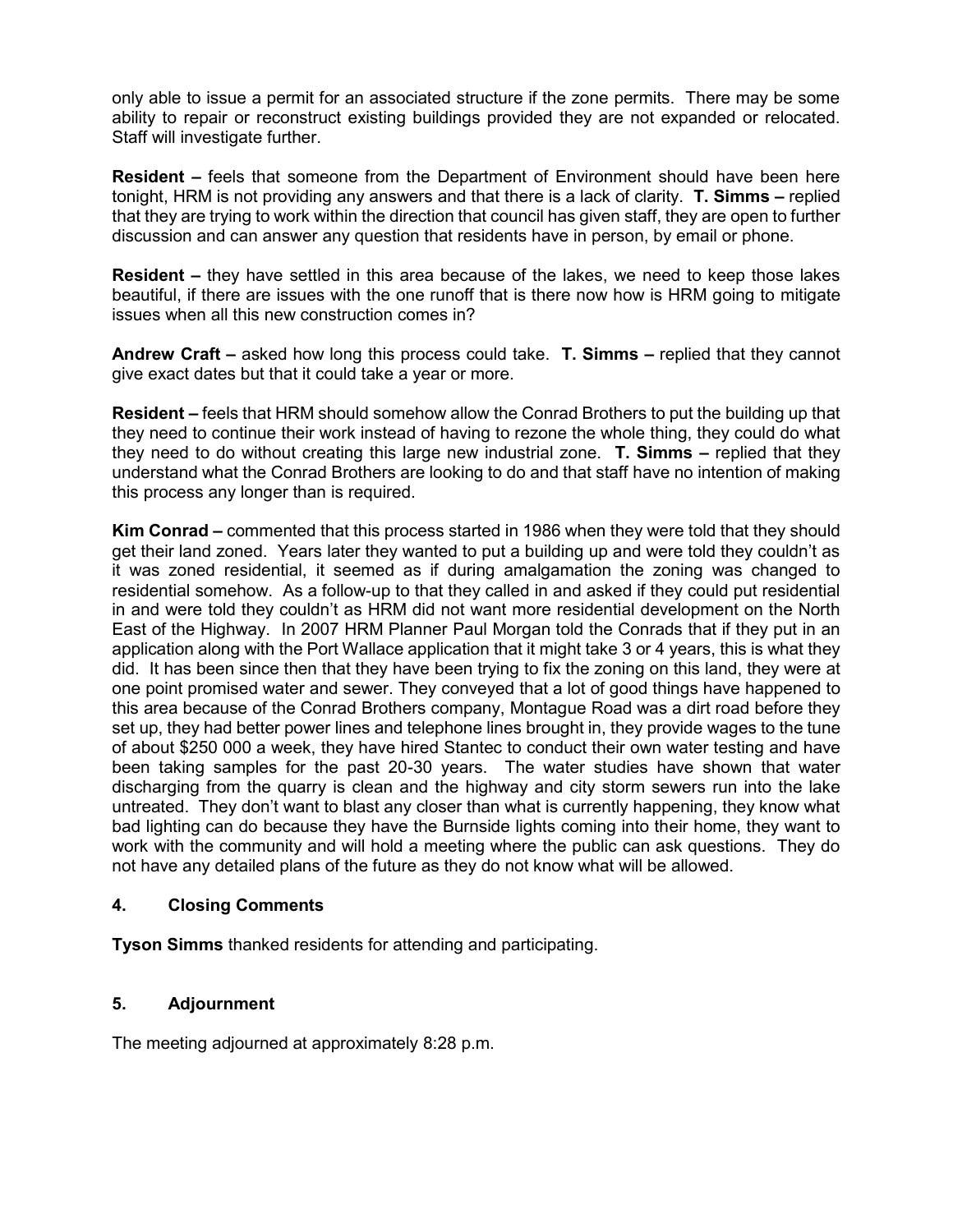only able to issue a permit for an associated structure if the zone permits. There may be some ability to repair or reconstruct existing buildings provided they are not expanded or relocated. Staff will investigate further.

**Resident –** feels that someone from the Department of Environment should have been here tonight, HRM is not providing any answers and that there is a lack of clarity. **T. Simms –** replied that they are trying to work within the direction that council has given staff, they are open to further discussion and can answer any question that residents have in person, by email or phone.

**Resident –** they have settled in this area because of the lakes, we need to keep those lakes beautiful, if there are issues with the one runoff that is there now how is HRM going to mitigate issues when all this new construction comes in?

**Andrew Craft –** asked how long this process could take. **T. Simms –** replied that they cannot give exact dates but that it could take a year or more.

**Resident –** feels that HRM should somehow allow the Conrad Brothers to put the building up that they need to continue their work instead of having to rezone the whole thing, they could do what they need to do without creating this large new industrial zone. **T. Simms –** replied that they understand what the Conrad Brothers are looking to do and that staff have no intention of making this process any longer than is required.

**Kim Conrad –** commented that this process started in 1986 when they were told that they should get their land zoned. Years later they wanted to put a building up and were told they couldn't as it was zoned residential, it seemed as if during amalgamation the zoning was changed to residential somehow. As a follow-up to that they called in and asked if they could put residential in and were told they couldn't as HRM did not want more residential development on the North East of the Highway. In 2007 HRM Planner Paul Morgan told the Conrads that if they put in an application along with the Port Wallace application that it might take 3 or 4 years, this is what they did. It has been since then that they have been trying to fix the zoning on this land, they were at one point promised water and sewer. They conveyed that a lot of good things have happened to this area because of the Conrad Brothers company, Montague Road was a dirt road before they set up, they had better power lines and telephone lines brought in, they provide wages to the tune of about $250 000 a week, they have hired Stantec to conduct their own water testing and have been taking samples for the past 20-30 years. The water studies have shown that water discharging from the quarry is clean and the highway and city storm sewers run into the lake untreated. They don't want to blast any closer than what is currently happening, they know what bad lighting can do because they have the Burnside lights coming into their home, they want to work with the community and will hold a meeting where the public can ask questions. They do not have any detailed plans of the future as they do not know what will be allowed.

## 4. Closing Comments

**Tyson Simms** thanked residents for attending and participating.

## 5. Adjournment

The meeting adjourned at approximately 8:28 p.m.